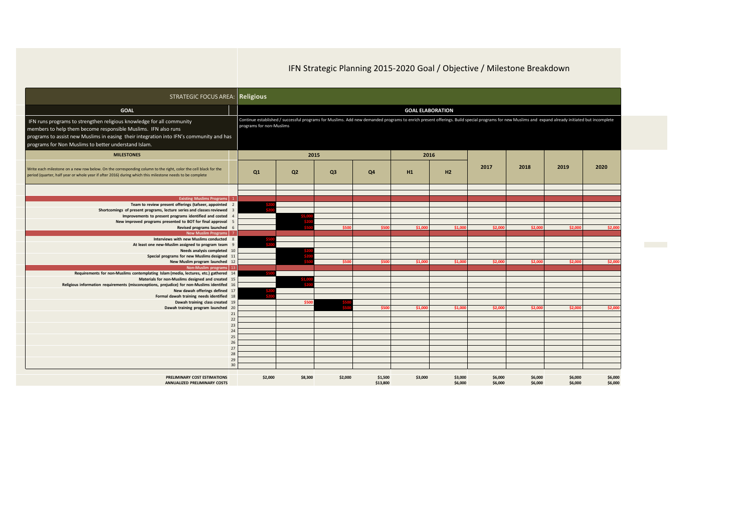# IFN Strategic Planning 2015-2020 Goal / Objective / Milestone Breakdown

**STRATEGIC FOCUS AREA: Religious**

**GOAL**

IFN runs programs to strengthen religious knowledge for all community members to help them become responsible Muslims. IFN also runs programs to assist new Muslims in easing their integration into IFN's community and has programs for Non Muslims to better understand Islam.

**GOAL ELABORATION**

Continue established / successful programs for Muslims. Add new demanded programs to enrich present offerings. Build special programs for new Muslims and expand already initiated but incomplete programs for non-Muslims

**MILESTONES**

Write each milestone on a new row below. On the corresponding column to the right, color the cell black for the period (quarter, half year or whole year if after 2016) during which this milestone needs to be complete

| Milestone | # | 2015 Q1 | 2015 Q2 | 2015 Q3 | 2015 Q4 | 2016 H1 | 2016 H2 | 2017 | 2018 | 2019 | 2020 |
|---|---|---|---|---|---|---|---|---|---|---|---|
| **Existing Muslims Programs** | 1 | | | | | | | | | | |
| Team to review present offerings (tafseer, appointed | 2 | $200 | | | | | | | | | |
| Shortcomings of present programs, lecture series and classes reviewed | 3 | $200 | | | | | | | | | |
| Improvements to present programs identified and costed | 4 | | $5,000 | | | | | | | | |
| New improved programs presented to BOT for final approval | 5 | | $200 | | | | | | | | |
| Revised programs launched | 6 | | $500 | $500 | $500 | $1,000 | $1,000 | $2,000 | $2,000 | $2,000 | $2,000 |
| **New Muslim Programs** | 7 | | | | | | | | | | |
| Interviews with new Muslims conducted | 8 | $500 | | | | | | | | | |
| At least one new-Muslim assigned to program team | 9 | $200 | | | | | | | | | |
| Needs analysis completed | 10 | | $200 | | | | | | | | |
| Special programs for new Muslims designed | 11 | | $200 | | | | | | | | |
| New Muslim program launched | 12 | | $500 | $500 | $500 | $1,000 | $1,000 | $2,000 | $2,000 | $2,000 | $2,000 |
| **Non-Muslim programs** | 13 | | | | | | | | | | |
| Requirements for non-Muslims contemplating Islam (media, lectures, etc.) gathered | 14 | $500 | | | | | | | | | |
| Materials for non-Muslims designed and created | 15 | | $1,000 | | | | | | | | |
| Religious information requirements (misconceptions, prejudice) for non-Muslims identifed | 16 | | $200 | | | | | | | | |
| New dawah offerings defined | 17 | $200 | | | | | | | | | |
| Formal dawah training needs identified | 18 | $200 | | | | | | | | | |
| Dawah training class created | 19 | | $500 | $500 | | | | | | | |
| Dawah training program launched | 20 | | | $500 | $500 | $1,000 | $1,000 | $2,000 | $2,000 | $2,000 | $2,000 |
| | 21 | | | | | | | | | | |
| | 22 | | | | | | | | | | |
| | 23 | | | | | | | | | | |
| | 24 | | | | | | | | | | |
| | 25 | | | | | | | | | | |
| | 26 | | | | | | | | | | |
| | 27 | | | | | | | | | | |
| | 28 | | | | | | | | | | |
| | 29 | | | | | | | | | | |
| | 30 | | | | | | | | | | |
| **PRELIMINARY COST ESTIMATIONS** | | $2,000 | $8,300 | $2,000 | $1,500 | $3,000 | $3,000 | $6,000 | $6,000 | $6,000 | $6,000 |
| **ANNUALIZED PRELIMINARY COSTS** | | | | | $13,800 | | $6,000 | $6,000 | $6,000 | $6,000 | $6,000 |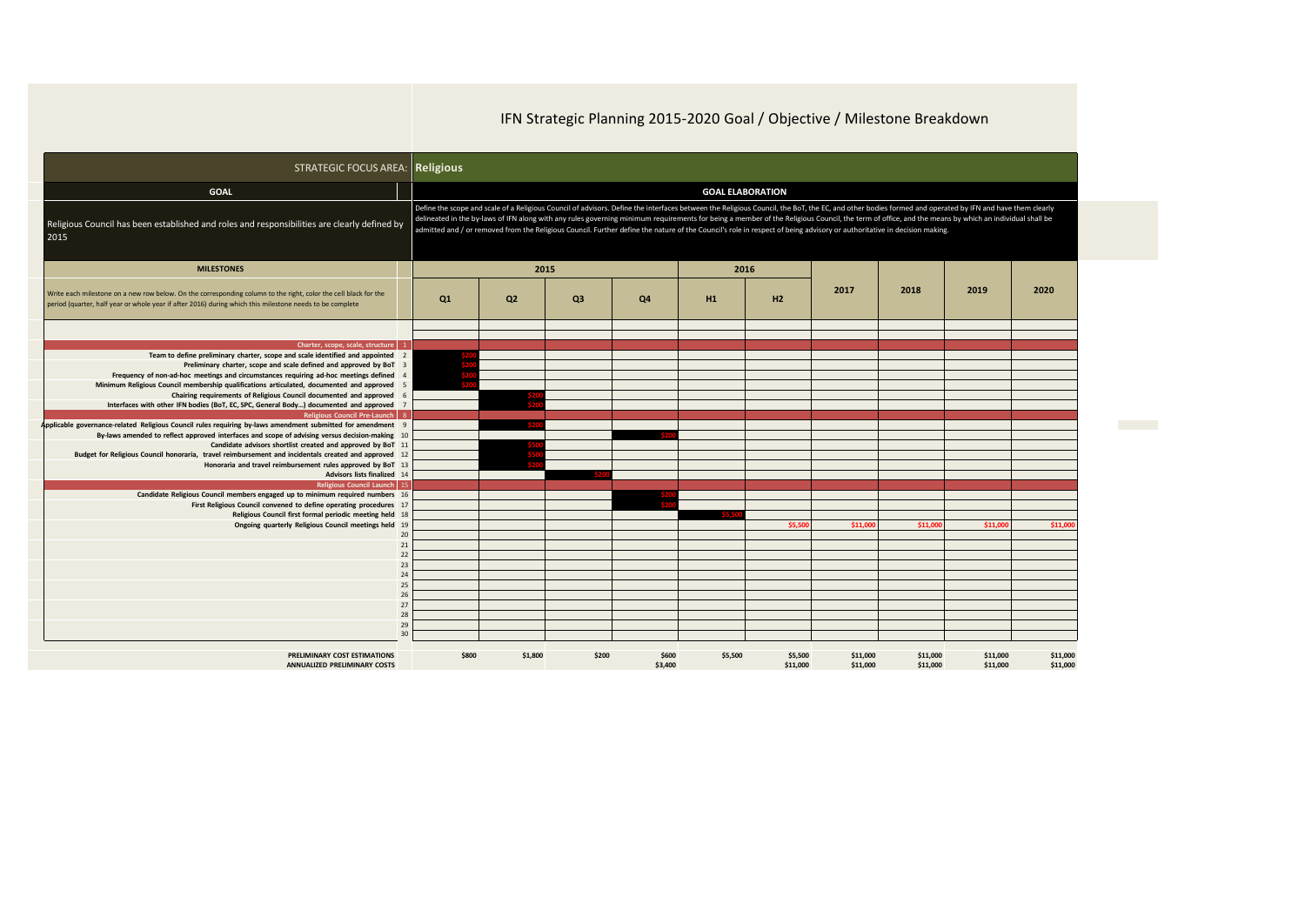# IFN Strategic Planning 2015-2020 Goal / Objective / Milestone Breakdown

**STRATEGIC FOCUS AREA: Religious**

| GOAL | GOAL ELABORATION |
|---|---|
| Religious Council has been established and roles and responsibilities are clearly defined by 2015 | Define the scope and scale of a Religious Council of advisors. Define the interfaces between the Religious Council, the BoT, the EC, and other bodies formed and operated by IFN and have them clearly delineated in the by-laws of IFN along with any rules governing minimum requirements for being a member of the Religious Council, the term of office, and the means by which an individual shall be admitted and / or removed from the Religious Council. Further define the nature of the Council's role in respect of being advisory or authoritative in decision making. |

**MILESTONES**

Write each milestone on a new row below. On the corresponding column to the right, color the cell black for the period (quarter, half year or whole year if after 2016) during which this milestone needs to be complete

| Milestone | # | 2015 Q1 | 2015 Q2 | 2015 Q3 | 2015 Q4 | 2016 H1 | 2016 H2 | 2017 | 2018 | 2019 | 2020 |
|---|---|---|---|---|---|---|---|---|---|---|---|
| Charter, scope, scale, structure | 1 | | | | | | | | | | |
| Team to define preliminary charter, scope and scale identified and appointed | 2 | $200 | | | | | | | | | |
| Preliminary charter, scope and scale defined and approved by BoT | 3 | $200 | | | | | | | | | |
| Frequency of non-ad-hoc meetings and circumstances requiring ad-hoc meetings defined | 4 | $200 | | | | | | | | | |
| Minimum Religious Council membership qualifications articulated, documented and approved | 5 | $200 | | | | | | | | | |
| Chairing requirements of Religious Council documented and approved | 6 | | $200 | | | | | | | | |
| Interfaces with other IFN bodies (BoT, EC, SPC, General Body…) documented and approved | 7 | | $200 | | | | | | | | |
| Religious Council Pre-Launch | 8 | | | | | | | | | | |
| Applicable governance-related Religious Council rules requiring by-laws amendment submitted for amendment | 9 | | $200 | | | | | | | | |
| By-laws amended to reflect approved interfaces and scope of advising versus decision-making | 10 | | | | $200 | | | | | | |
| Candidate advisors shortlist created and approved by BoT | 11 | | $500 | | | | | | | | |
| Budget for Religious Council honoraria, travel reimbursement and incidentals created and approved | 12 | | $500 | | | | | | | | |
| Honoraria and travel reimbursement rules approved by BoT | 13 | | $200 | | | | | | | | |
| Advisors lists finalized | 14 | | | $200 | | | | | | | |
| Religious Council Launch | 15 | | | | | | | | | | |
| Candidate Religious Council members engaged up to minimum required numbers | 16 | | | | $200 | | | | | | |
| First Religious Council convened to define operating procedures | 17 | | | | $200 | | | | | | |
| Religious Council first formal periodic meeting held | 18 | | | | | $5,500 | | | | | |
| Ongoing quarterly Religious Council meetings held | 19 | | | | | | $5,500 | $11,000 | $11,000 | $11,000 | $11,000 |
| | 20 | | | | | | | | | | |
| | 21 | | | | | | | | | | |
| | 22 | | | | | | | | | | |
| | 23 | | | | | | | | | | |
| | 24 | | | | | | | | | | |
| | 25 | | | | | | | | | | |
| | 26 | | | | | | | | | | |
| | 27 | | | | | | | | | | |
| | 28 | | | | | | | | | | |
| | 29 | | | | | | | | | | |
| | 30 | | | | | | | | | | |
| **PRELIMINARY COST ESTIMATIONS** | | $800 | $1,800 | $200 | $600 | $5,500 | $5,500 | $11,000 | $11,000 | $11,000 | $11,000 |
| **ANNUALIZED PRELIMINARY COSTS** | | | | | $3,400 | | $11,000 | $11,000 | $11,000 | $11,000 | $11,000 |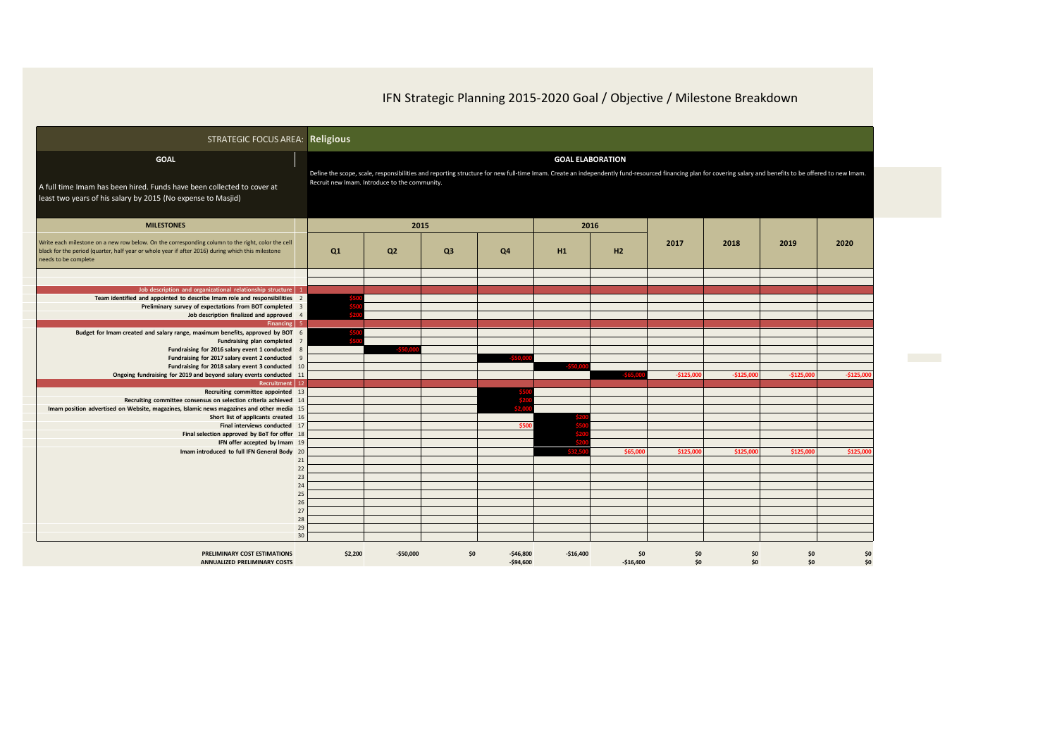# IFN Strategic Planning 2015-2020 Goal / Objective / Milestone Breakdown

**STRATEGIC FOCUS AREA: Religious**

**GOAL**

A full time Imam has been hired. Funds have been collected to cover at least two years of his salary by 2015 (No expense to Masjid)

**GOAL ELABORATION**

Define the scope, scale, responsibilities and reporting structure for new full-time Imam. Create an independently fund-resourced financing plan for covering salary and benefits to be offered to new Imam. Recruit new Imam. Introduce to the community.

**MILESTONES**

Write each milestone on a new row below. On the corresponding column to the right, color the cell black for the period (quarter, half year or whole year if after 2016) during which this milestone needs to be complete

| Milestone | # | 2015 Q1 | 2015 Q2 | 2015 Q3 | 2015 Q4 | 2016 H1 | 2016 H2 | 2017 | 2018 | 2019 | 2020 |
|---|---|---|---|---|---|---|---|---|---|---|---|
| Job description and organizational relationship structure | 1 | | | | | | | | | | |
| Team identified and appointed to describe Imam role and responsibilities | 2 | $500 | | | | | | | | | |
| Preliminary survey of expectations from BOT completed | 3 | $500 | | | | | | | | | |
| Job description finalized and approved | 4 | $200 | | | | | | | | | |
| Financing | 5 | | | | | | | | | | |
| Budget for Imam created and salary range, maximum benefits, approved by BOT | 6 | $500 | | | | | | | | | |
| Fundraising plan completed | 7 | $500 | | | | | | | | | |
| Fundraising for 2016 salary event 1 conducted | 8 | | -$50,000 | | | | | | | | |
| Fundraising for 2017 salary event 2 conducted | 9 | | | | -$50,000 | | | | | | |
| Fundraising for 2018 salary event 3 conducted | 10 | | | | | -$50,000 | | | | | |
| Ongoing fundraising for 2019 and beyond salary events conducted | 11 | | | | | | -$65,000 | -$125,000 | -$125,000 | -$125,000 | -$125,000 |
| Recruitment | 12 | | | | | | | | | | |
| Recruiting committee appointed | 13 | | | | $500 | | | | | | |
| Recruiting committee consensus on selection criteria achieved | 14 | | | | $200 | | | | | | |
| Imam position advertised on Website, magazines, Islamic news magazines and other media | 15 | | | | $2,800 | | | | | | |
| Short list of applicants created | 16 | | | | | $200 | | | | | |
| Final interviews conducted | 17 | | | | $500 | $500 | | | | | |
| Final selection approved by BoT for offer | 18 | | | | | $200 | | | | | |
| IFN offer accepted by Imam | 19 | | | | | $200 | | | | | |
| Imam introduced to full IFN General Body | 20 | | | | | $32,500 | $65,000 | $125,000 | $125,000 | $125,000 | $125,000 |
| | 21 | | | | | | | | | | |
| | 22 | | | | | | | | | | |
| | 23 | | | | | | | | | | |
| | 24 | | | | | | | | | | |
| | 25 | | | | | | | | | | |
| | 26 | | | | | | | | | | |
| | 27 | | | | | | | | | | |
| | 28 | | | | | | | | | | |
| | 29 | | | | | | | | | | |
| | 30 | | | | | | | | | | |
| **PRELIMINARY COST ESTIMATIONS** | | $2,200 | -$50,000 | $0 | -$46,800 | -$16,400 | $0 | $0 | $0 | $0 | $0 |
| **ANNUALIZED PRELIMINARY COSTS** | | | | | -$94,600 | | -$16,400 | $0 | $0 | $0 | $0 |